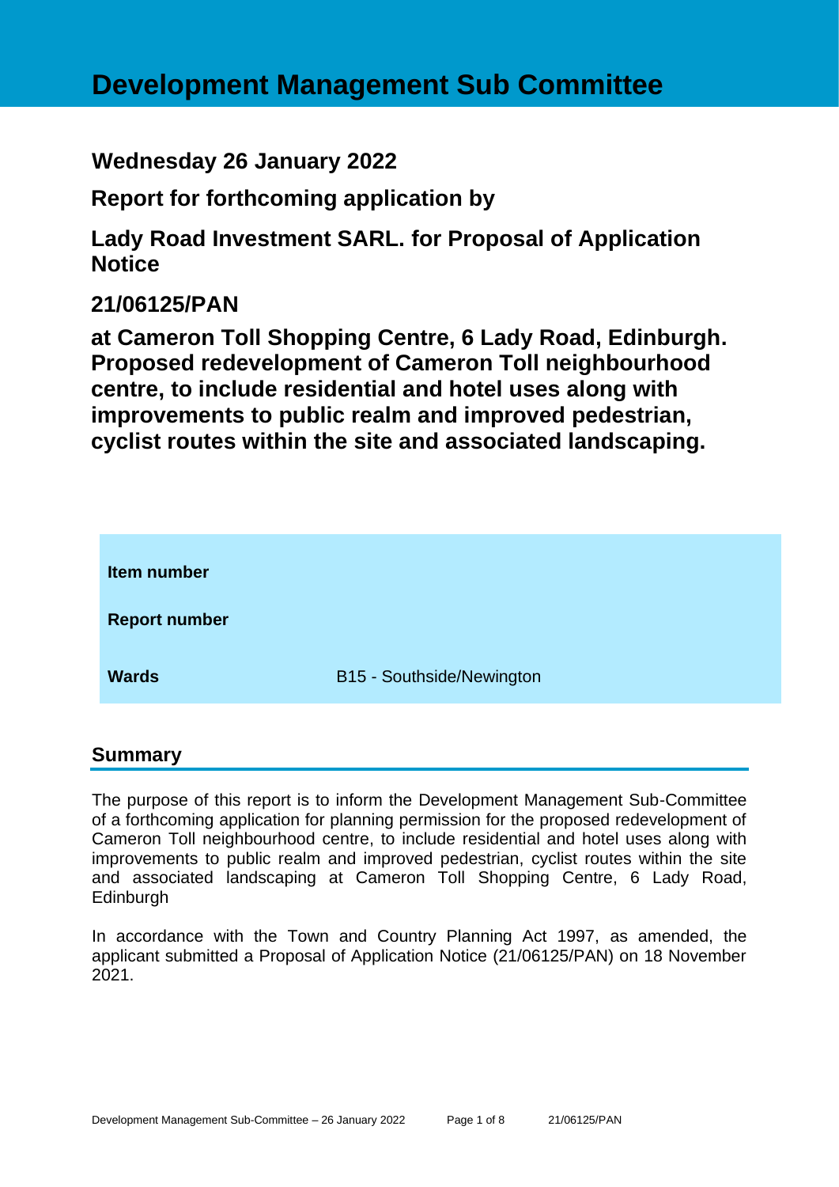# Development Management Sub Committee

## Wednesday 26 January 2022

## Report for forthcoming application by

## Lady Road Investment SARL. for Proposal of Application Notice

## 21/06125/PAN

## at Cameron Toll Shopping Centre, 6 Lady Road, Edinburgh. Proposed redevelopment of Cameron Toll neighbourhood centre, to include residential and hotel uses along with improvements to public realm and improved pedestrian, cyclist routes within the site and associated landscaping.

| | |
|---|---|
| **Item number** | |
| **Report number** | |
| **Wards** | B15 - Southside/Newington |

## Summary

The purpose of this report is to inform the Development Management Sub-Committee of a forthcoming application for planning permission for the proposed redevelopment of Cameron Toll neighbourhood centre, to include residential and hotel uses along with improvements to public realm and improved pedestrian, cyclist routes within the site and associated landscaping at Cameron Toll Shopping Centre, 6 Lady Road, Edinburgh

In accordance with the Town and Country Planning Act 1997, as amended, the applicant submitted a Proposal of Application Notice (21/06125/PAN) on 18 November 2021.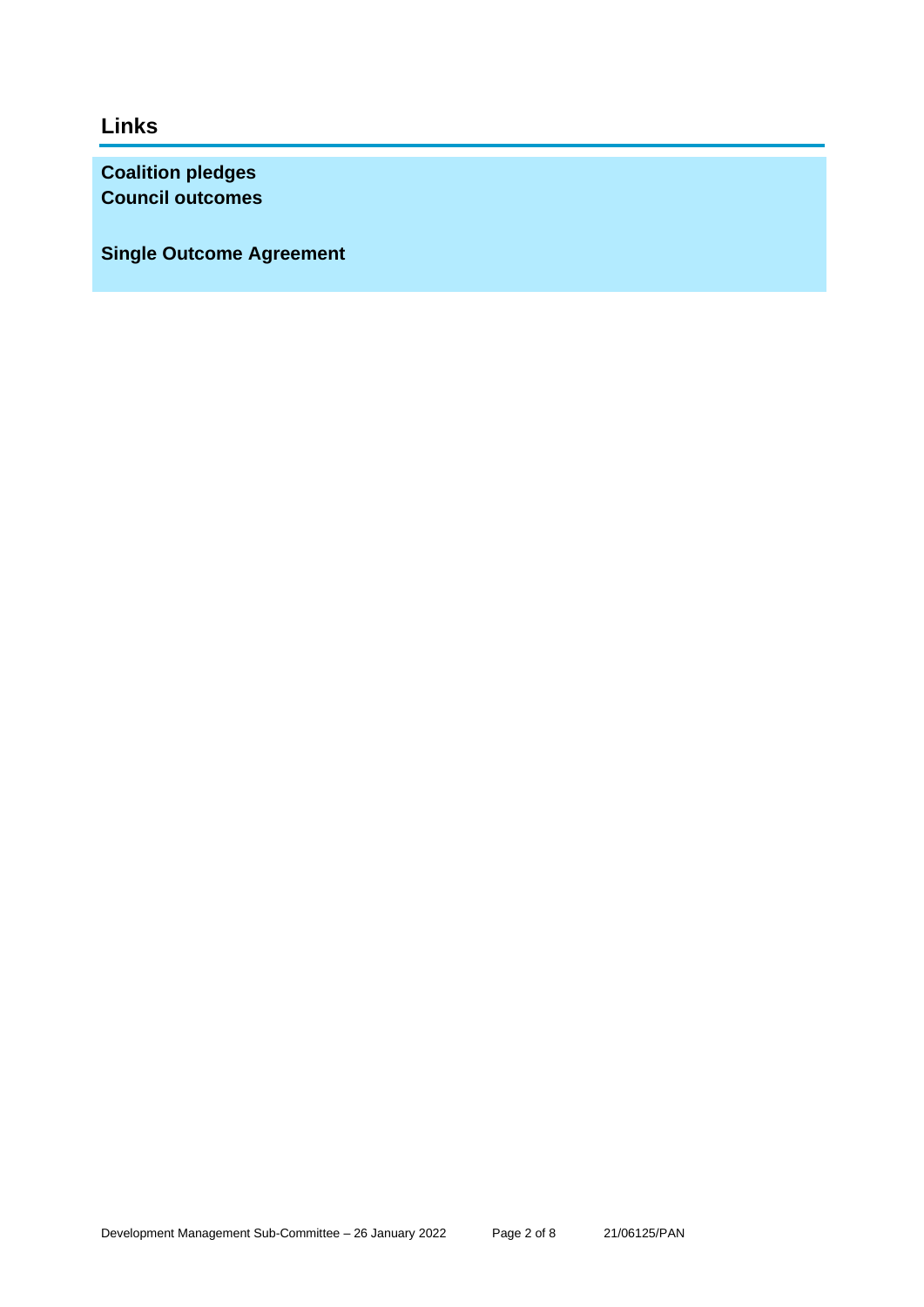## Links

**Coalition pledges**
**Council outcomes**

**Single Outcome Agreement**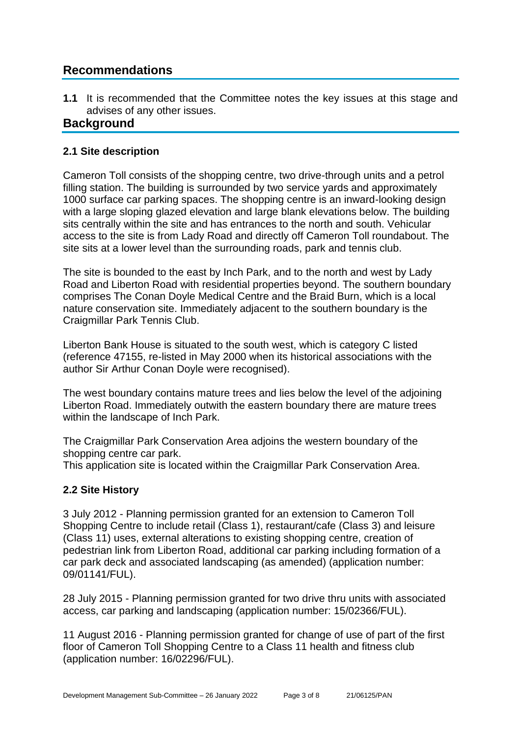## Recommendations

**1.1** It is recommended that the Committee notes the key issues at this stage and advises of any other issues.

## Background

### 2.1 Site description

Cameron Toll consists of the shopping centre, two drive-through units and a petrol filling station. The building is surrounded by two service yards and approximately 1000 surface car parking spaces. The shopping centre is an inward-looking design with a large sloping glazed elevation and large blank elevations below. The building sits centrally within the site and has entrances to the north and south. Vehicular access to the site is from Lady Road and directly off Cameron Toll roundabout. The site sits at a lower level than the surrounding roads, park and tennis club.

The site is bounded to the east by Inch Park, and to the north and west by Lady Road and Liberton Road with residential properties beyond. The southern boundary comprises The Conan Doyle Medical Centre and the Braid Burn, which is a local nature conservation site. Immediately adjacent to the southern boundary is the Craigmillar Park Tennis Club.

Liberton Bank House is situated to the south west, which is category C listed (reference 47155, re-listed in May 2000 when its historical associations with the author Sir Arthur Conan Doyle were recognised).

The west boundary contains mature trees and lies below the level of the adjoining Liberton Road. Immediately outwith the eastern boundary there are mature trees within the landscape of Inch Park.

The Craigmillar Park Conservation Area adjoins the western boundary of the shopping centre car park.
This application site is located within the Craigmillar Park Conservation Area.

### 2.2 Site History

3 July 2012 - Planning permission granted for an extension to Cameron Toll Shopping Centre to include retail (Class 1), restaurant/cafe (Class 3) and leisure (Class 11) uses, external alterations to existing shopping centre, creation of pedestrian link from Liberton Road, additional car parking including formation of a car park deck and associated landscaping (as amended) (application number: 09/01141/FUL).

28 July 2015 - Planning permission granted for two drive thru units with associated access, car parking and landscaping (application number: 15/02366/FUL).

11 August 2016 - Planning permission granted for change of use of part of the first floor of Cameron Toll Shopping Centre to a Class 11 health and fitness club (application number: 16/02296/FUL).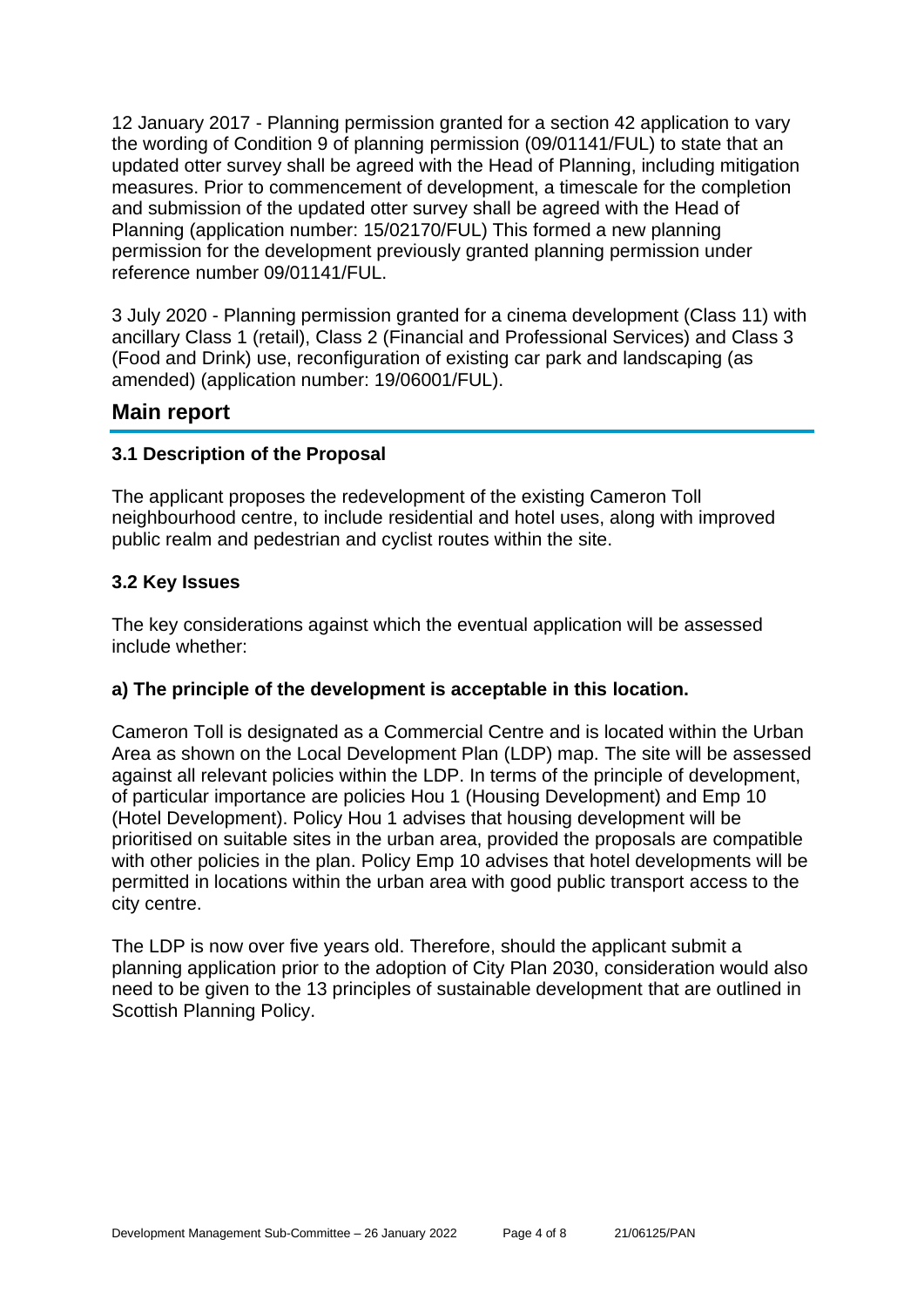12 January 2017 - Planning permission granted for a section 42 application to vary the wording of Condition 9 of planning permission (09/01141/FUL) to state that an updated otter survey shall be agreed with the Head of Planning, including mitigation measures. Prior to commencement of development, a timescale for the completion and submission of the updated otter survey shall be agreed with the Head of Planning (application number: 15/02170/FUL) This formed a new planning permission for the development previously granted planning permission under reference number 09/01141/FUL.

3 July 2020 - Planning permission granted for a cinema development (Class 11) with ancillary Class 1 (retail), Class 2 (Financial and Professional Services) and Class 3 (Food and Drink) use, reconfiguration of existing car park and landscaping (as amended) (application number: 19/06001/FUL).

## Main report

### 3.1 Description of the Proposal

The applicant proposes the redevelopment of the existing Cameron Toll neighbourhood centre, to include residential and hotel uses, along with improved public realm and pedestrian and cyclist routes within the site.

### 3.2 Key Issues

The key considerations against which the eventual application will be assessed include whether:

#### a) The principle of the development is acceptable in this location.

Cameron Toll is designated as a Commercial Centre and is located within the Urban Area as shown on the Local Development Plan (LDP) map. The site will be assessed against all relevant policies within the LDP. In terms of the principle of development, of particular importance are policies Hou 1 (Housing Development) and Emp 10 (Hotel Development). Policy Hou 1 advises that housing development will be prioritised on suitable sites in the urban area, provided the proposals are compatible with other policies in the plan. Policy Emp 10 advises that hotel developments will be permitted in locations within the urban area with good public transport access to the city centre.

The LDP is now over five years old. Therefore, should the applicant submit a planning application prior to the adoption of City Plan 2030, consideration would also need to be given to the 13 principles of sustainable development that are outlined in Scottish Planning Policy.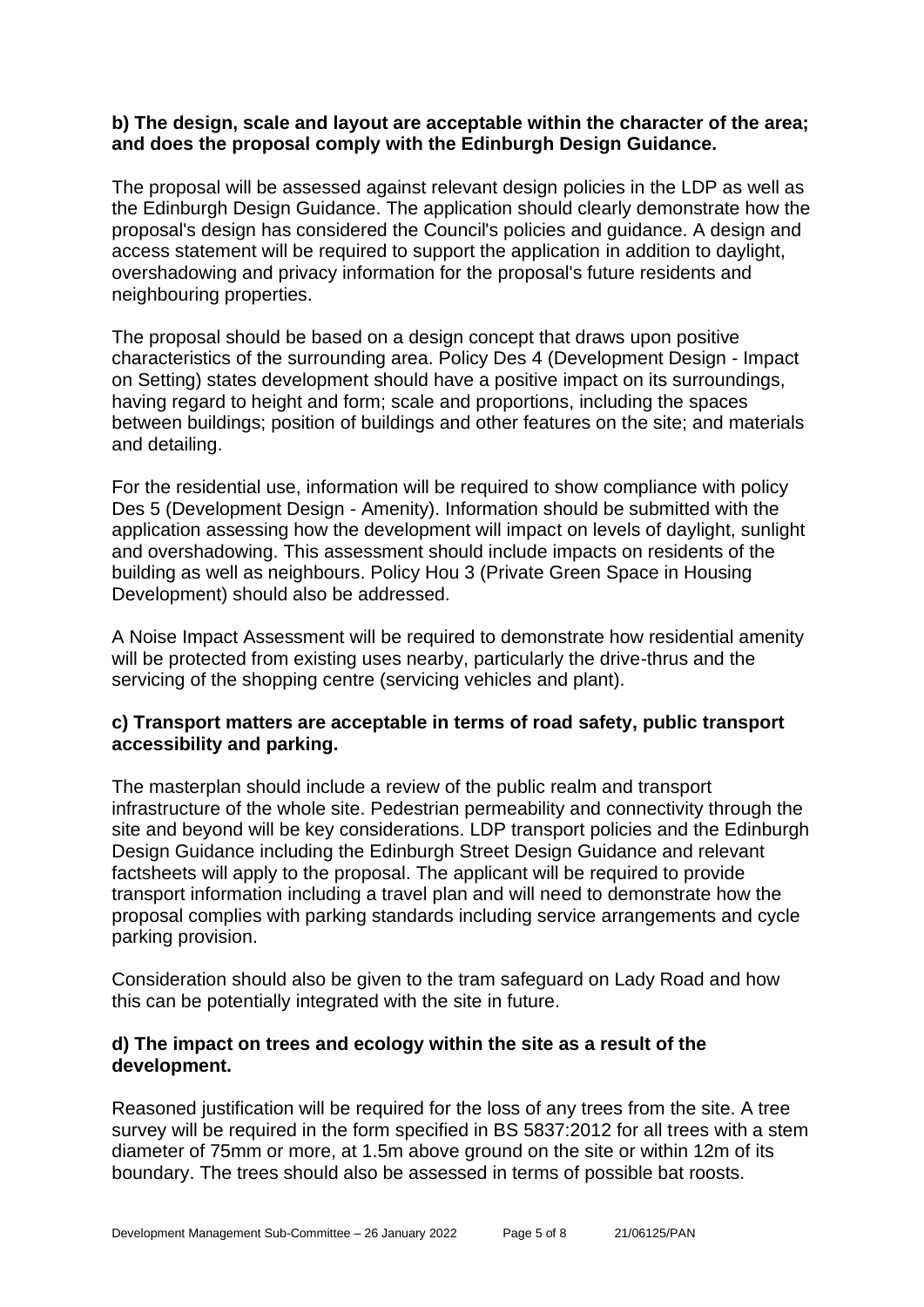**b) The design, scale and layout are acceptable within the character of the area; and does the proposal comply with the Edinburgh Design Guidance.**

The proposal will be assessed against relevant design policies in the LDP as well as the Edinburgh Design Guidance. The application should clearly demonstrate how the proposal's design has considered the Council's policies and guidance. A design and access statement will be required to support the application in addition to daylight, overshadowing and privacy information for the proposal's future residents and neighbouring properties.

The proposal should be based on a design concept that draws upon positive characteristics of the surrounding area. Policy Des 4 (Development Design - Impact on Setting) states development should have a positive impact on its surroundings, having regard to height and form; scale and proportions, including the spaces between buildings; position of buildings and other features on the site; and materials and detailing.

For the residential use, information will be required to show compliance with policy Des 5 (Development Design - Amenity). Information should be submitted with the application assessing how the development will impact on levels of daylight, sunlight and overshadowing. This assessment should include impacts on residents of the building as well as neighbours. Policy Hou 3 (Private Green Space in Housing Development) should also be addressed.

A Noise Impact Assessment will be required to demonstrate how residential amenity will be protected from existing uses nearby, particularly the drive-thrus and the servicing of the shopping centre (servicing vehicles and plant).

**c) Transport matters are acceptable in terms of road safety, public transport accessibility and parking.**

The masterplan should include a review of the public realm and transport infrastructure of the whole site. Pedestrian permeability and connectivity through the site and beyond will be key considerations. LDP transport policies and the Edinburgh Design Guidance including the Edinburgh Street Design Guidance and relevant factsheets will apply to the proposal. The applicant will be required to provide transport information including a travel plan and will need to demonstrate how the proposal complies with parking standards including service arrangements and cycle parking provision.

Consideration should also be given to the tram safeguard on Lady Road and how this can be potentially integrated with the site in future.

**d) The impact on trees and ecology within the site as a result of the development.**

Reasoned justification will be required for the loss of any trees from the site. A tree survey will be required in the form specified in BS 5837:2012 for all trees with a stem diameter of 75mm or more, at 1.5m above ground on the site or within 12m of its boundary. The trees should also be assessed in terms of possible bat roosts.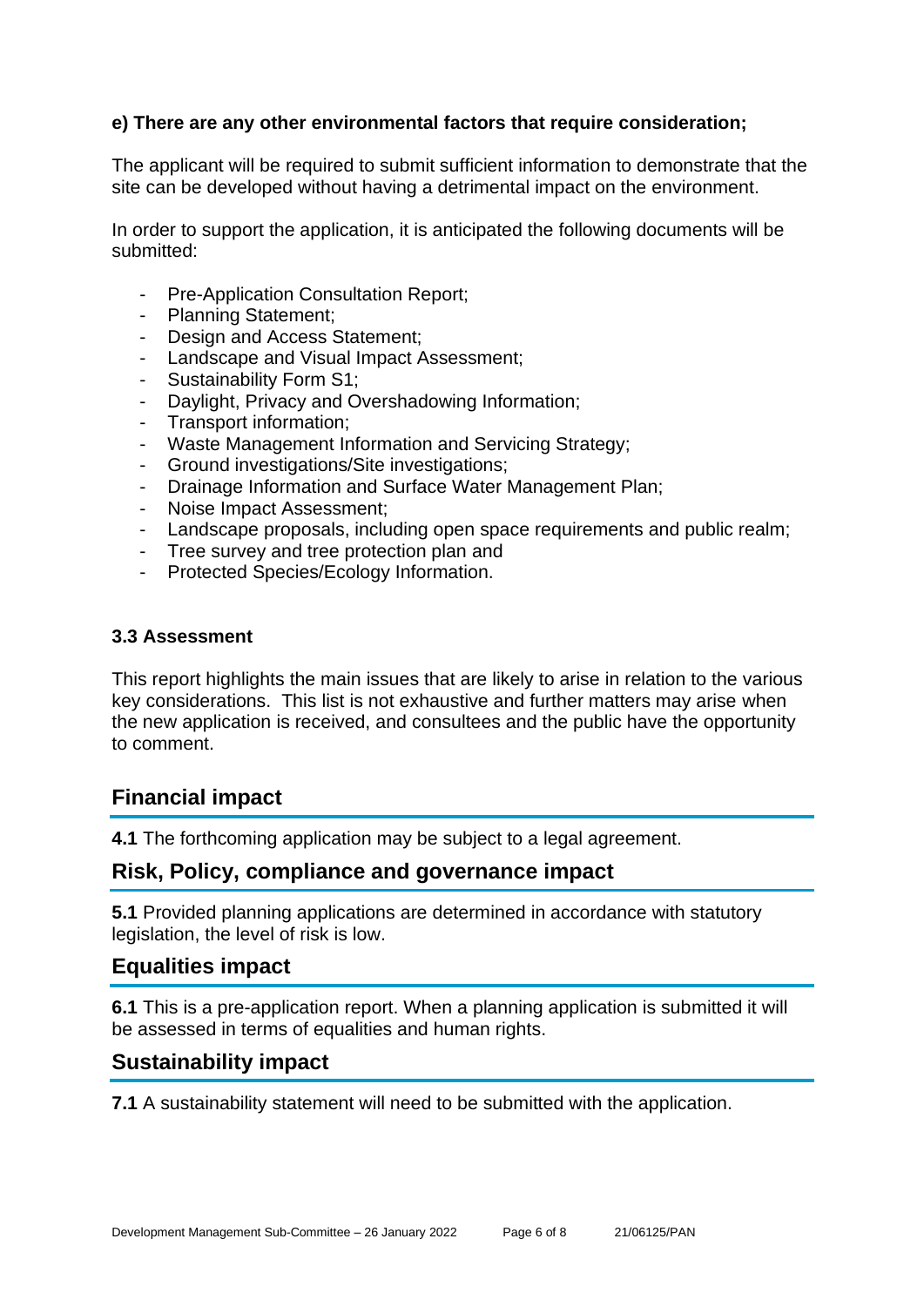**e) There are any other environmental factors that require consideration;**

The applicant will be required to submit sufficient information to demonstrate that the site can be developed without having a detrimental impact on the environment.

In order to support the application, it is anticipated the following documents will be submitted:

- Pre-Application Consultation Report;
- Planning Statement;
- Design and Access Statement;
- Landscape and Visual Impact Assessment;
- Sustainability Form S1;
- Daylight, Privacy and Overshadowing Information;
- Transport information;
- Waste Management Information and Servicing Strategy;
- Ground investigations/Site investigations;
- Drainage Information and Surface Water Management Plan;
- Noise Impact Assessment;
- Landscape proposals, including open space requirements and public realm;
- Tree survey and tree protection plan and
- Protected Species/Ecology Information.

**3.3 Assessment**

This report highlights the main issues that are likely to arise in relation to the various key considerations. This list is not exhaustive and further matters may arise when the new application is received, and consultees and the public have the opportunity to comment.

## Financial impact

**4.1** The forthcoming application may be subject to a legal agreement.

## Risk, Policy, compliance and governance impact

**5.1** Provided planning applications are determined in accordance with statutory legislation, the level of risk is low.

## Equalities impact

**6.1** This is a pre-application report. When a planning application is submitted it will be assessed in terms of equalities and human rights.

## Sustainability impact

**7.1** A sustainability statement will need to be submitted with the application.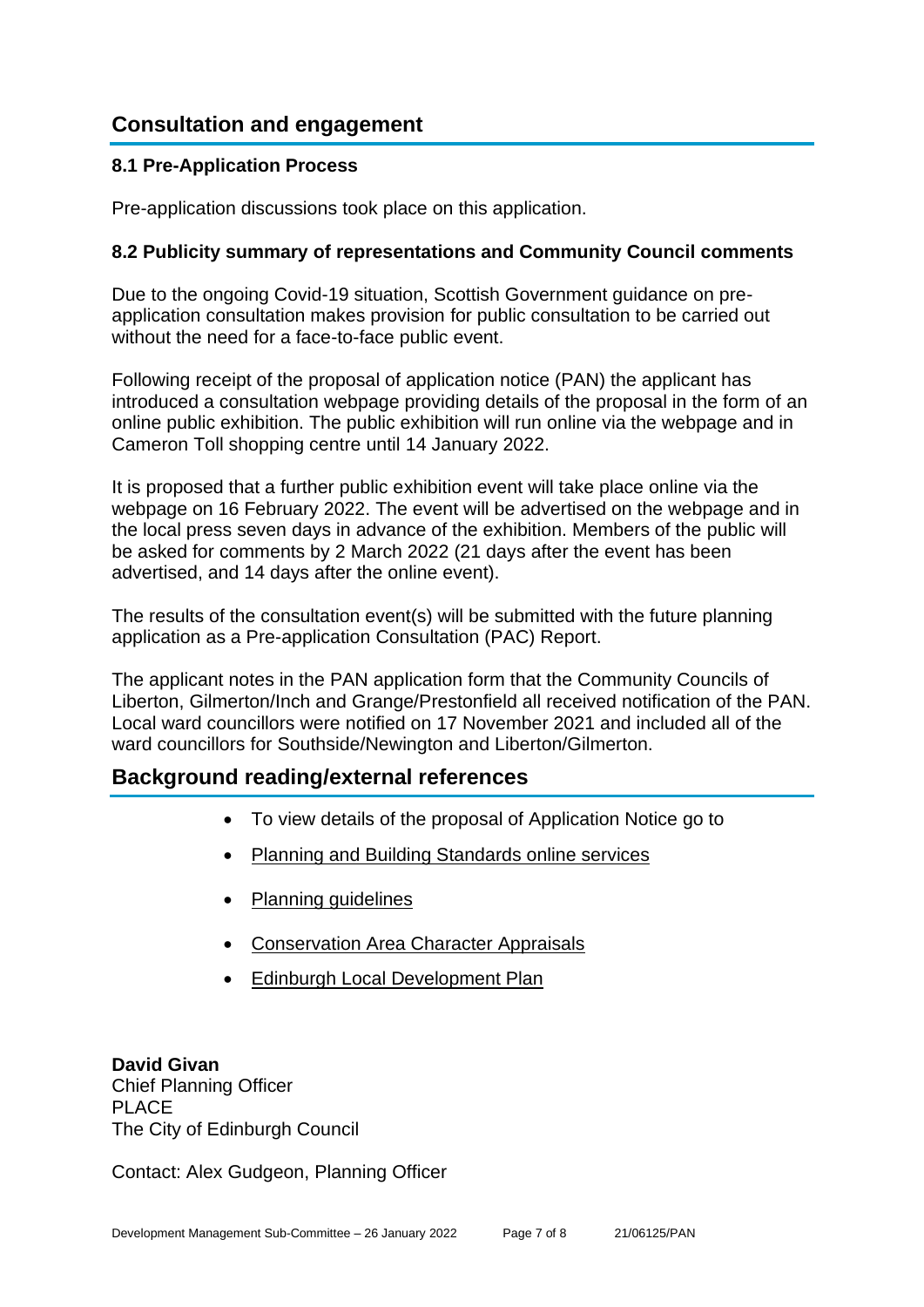## Consultation and engagement

### 8.1 Pre-Application Process

Pre-application discussions took place on this application.

### 8.2 Publicity summary of representations and Community Council comments

Due to the ongoing Covid-19 situation, Scottish Government guidance on pre-application consultation makes provision for public consultation to be carried out without the need for a face-to-face public event.

Following receipt of the proposal of application notice (PAN) the applicant has introduced a consultation webpage providing details of the proposal in the form of an online public exhibition. The public exhibition will run online via the webpage and in Cameron Toll shopping centre until 14 January 2022.

It is proposed that a further public exhibition event will take place online via the webpage on 16 February 2022. The event will be advertised on the webpage and in the local press seven days in advance of the exhibition. Members of the public will be asked for comments by 2 March 2022 (21 days after the event has been advertised, and 14 days after the online event).

The results of the consultation event(s) will be submitted with the future planning application as a Pre-application Consultation (PAC) Report.

The applicant notes in the PAN application form that the Community Councils of Liberton, Gilmerton/Inch and Grange/Prestonfield all received notification of the PAN. Local ward councillors were notified on 17 November 2021 and included all of the ward councillors for Southside/Newington and Liberton/Gilmerton.

## Background reading/external references

- To view details of the proposal of Application Notice go to
- Planning and Building Standards online services
- Planning guidelines
- Conservation Area Character Appraisals
- Edinburgh Local Development Plan

**David Givan**
Chief Planning Officer
PLACE
The City of Edinburgh Council

Contact: Alex Gudgeon, Planning Officer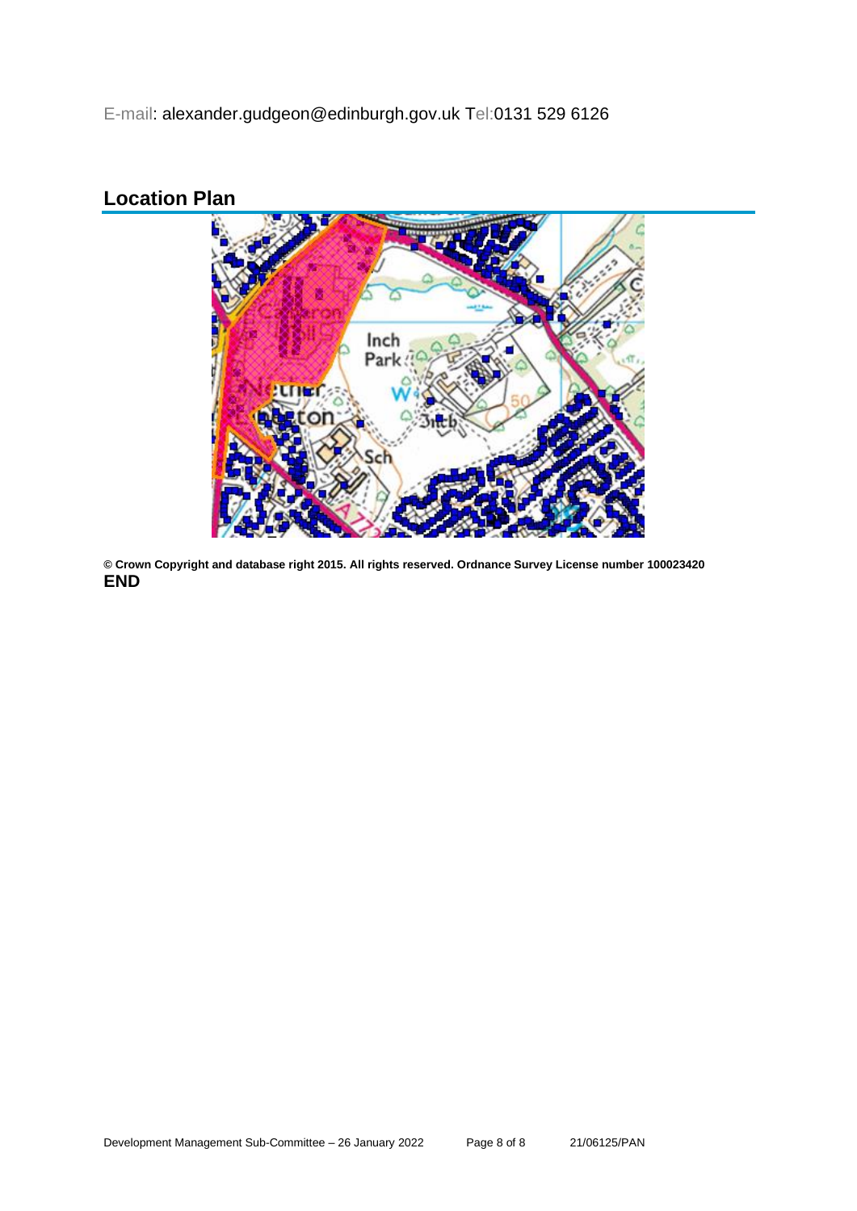E-mail: alexander.gudgeon@edinburgh.gov.uk Tel:0131 529 6126

## Location Plan

**© Crown Copyright and database right 2015. All rights reserved. Ordnance Survey License number 100023420**

**END**